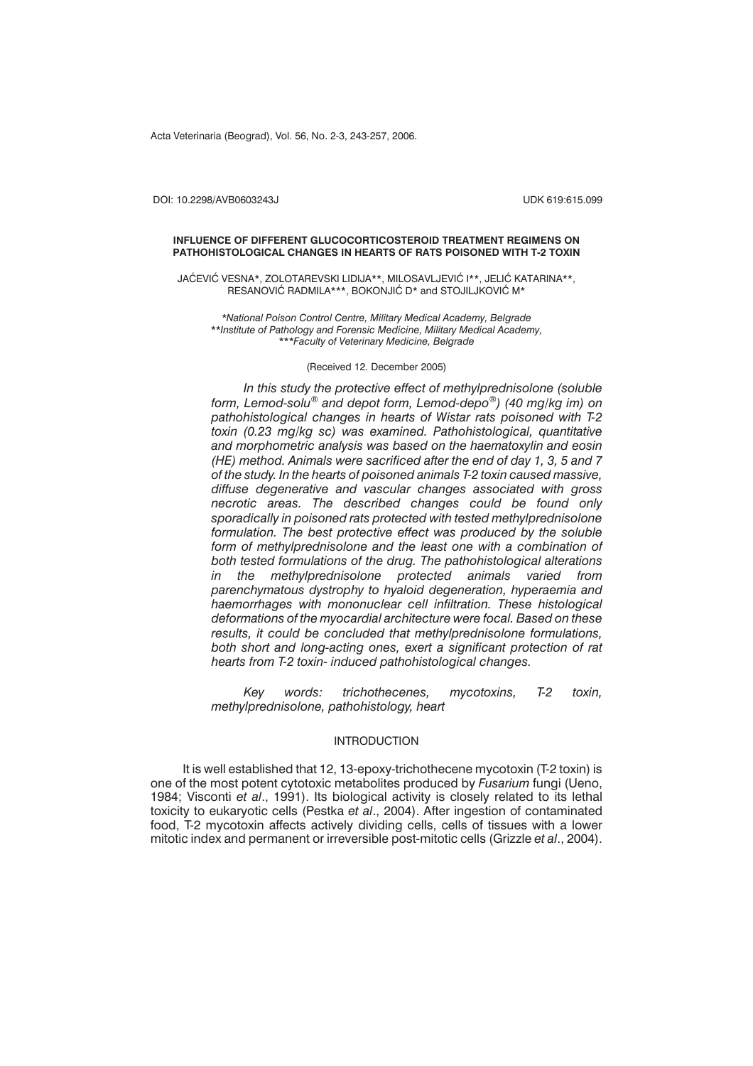DOI: 10.2298/AVB0603243J UDK 619:615.099

# INFLUENCE OF DIFFERENT GLUCOCORTICOSTEROID TREATMENT REGIMENS ON PATHOHISTOLOGICAL CHANGES IN HEARTS OF RATS POISONED WITH T-2 TOXIN

JAĆEVIĆ VESNA*, ZOLOTAREVSKI LIDIJA**, MILOSAVLJEVIĆ I**, JELIĆ KATARINA**, RESANOVIĆ RADMILA***, BOKONJIĆ D* and STOJILJKOVIĆ M*

*\*National Poison Control Centre, Military Medical Academy, Belgrade*
*\*\*Institute of Pathology and Forensic Medicine, Military Medical Academy,*
*\*\*\*Faculty of Veterinary Medicine, Belgrade*

(Received 12. December 2005)

*In this study the protective effect of methylprednisolone (soluble form, Lemod-solu® and depot form, Lemod-depo®) (40 mg/kg im) on pathohistological changes in hearts of Wistar rats poisoned with T-2 toxin (0.23 mg/kg sc) was examined. Pathohistological, quantitative and morphometric analysis was based on the haematoxylin and eosin (HE) method. Animals were sacrificed after the end of day 1, 3, 5 and 7 of the study. In the hearts of poisoned animals T-2 toxin caused massive, diffuse degenerative and vascular changes associated with gross necrotic areas. The described changes could be found only sporadically in poisoned rats protected with tested methylprednisolone formulation. The best protective effect was produced by the soluble form of methylprednisolone and the least one with a combination of both tested formulations of the drug. The pathohistological alterations in the methylprednisolone protected animals varied from parenchymatous dystrophy to hyaloid degeneration, hyperaemia and haemorrhages with mononuclear cell infiltration. These histological deformations of the myocardial architecture were focal. Based on these results, it could be concluded that methylprednisolone formulations, both short and long-acting ones, exert a significant protection of rat hearts from T-2 toxin- induced pathohistological changes.*

*Key words: trichothecenes, mycotoxins, T-2 toxin, methylprednisolone, pathohistology, heart*

## INTRODUCTION

It is well established that 12, 13-epoxy-trichothecene mycotoxin (T-2 toxin) is one of the most potent cytotoxic metabolites produced by *Fusarium* fungi (Ueno, 1984; Visconti *et al*., 1991). Its biological activity is closely related to its lethal toxicity to eukaryotic cells (Pestka *et al*., 2004). After ingestion of contaminated food, T-2 mycotoxin affects actively dividing cells, cells of tissues with a lower mitotic index and permanent or irreversible post-mitotic cells (Grizzle *et al*., 2004).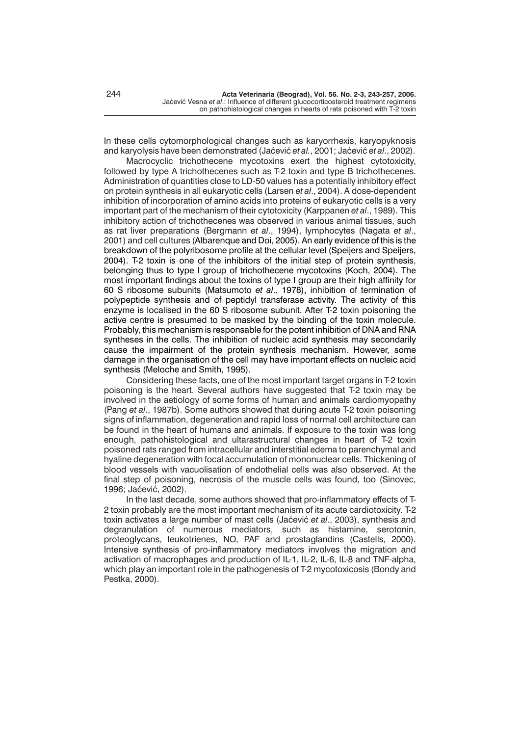In these cells cytomorphological changes such as karyorrhexis, karyopyknosis and karyolysis have been demonstrated (Jaćević *et al.*, 2001; Jaćević *et al*., 2002).

Macrocyclic trichothecene mycotoxins exert the highest cytotoxicity, followed by type A trichothecenes such as T-2 toxin and type B trichothecenes. Administration of quantities close to LD-50 values has a potentially inhibitory effect on protein synthesis in all eukaryotic cells (Larsen *et al*., 2004). A dose-dependent inhibition of incorporation of amino acids into proteins of eukaryotic cells is a very important part of the mechanism of their cytotoxicity (Karppanen *et al*., 1989). This inhibitory action of trichothecenes was observed in various animal tissues, such as rat liver preparations (Bergmann *et al*., 1994), lymphocytes (Nagata *et al*., 2001) and cell cultures (Albarenque and Doi, 2005). An early evidence of this is the breakdown of the polyribosome profile at the cellular level (Speijers and Speijers, 2004). T-2 toxin is one of the inhibitors of the initial step of protein synthesis, belonging thus to type I group of trichothecene mycotoxins (Koch, 2004). The most important findings about the toxins of type I group are their high affinity for 60 S ribosome subunits (Matsumoto *et al*., 1978), inhibition of termination of polypeptide synthesis and of peptidyl transferase activity. The activity of this enzyme is localised in the 60 S ribosome subunit. After T-2 toxin poisoning the active centre is presumed to be masked by the binding of the toxin molecule. Probably, this mechanism is responsable for the potent inhibition of DNA and RNA syntheses in the cells. The inhibition of nucleic acid synthesis may secondarily cause the impairment of the protein synthesis mechanism. However, some damage in the organisation of the cell may have important effects on nucleic acid synthesis (Meloche and Smith, 1995).

Considering these facts, one of the most important target organs in T-2 toxin poisoning is the heart. Several authors have suggested that T-2 toxin may be involved in the aetiology of some forms of human and animals cardiomyopathy (Pang *et al*., 1987b). Some authors showed that during acute T-2 toxin poisoning signs of inflammation, degeneration and rapid loss of normal cell architecture can be found in the heart of humans and animals. If exposure to the toxin was long enough, pathohistological and ultarastructural changes in heart of T-2 toxin poisoned rats ranged from intracellular and interstitial edema to parenchymal and hyaline degeneration with focal accumulation of mononuclear cells. Thickening of blood vessels with vacuolisation of endothelial cells was also observed. At the final step of poisoning, necrosis of the muscle cells was found, too (Sinovec, 1996; Jaćević, 2002).

In the last decade, some authors showed that pro-inflammatory effects of T-2 toxin probably are the most important mechanism of its acute cardiotoxicity. T-2 toxin activates a large number of mast cells (Jaćević *et al*., 2003), synthesis and degranulation of numerous mediators, such as histamine, serotonin, proteoglycans, leukotrienes, NO, PAF and prostaglandins (Castells, 2000). Intensive synthesis of pro-inflammatory mediators involves the migration and activation of macrophages and production of IL-1, IL-2, IL-6, IL-8 and TNF-alpha, which play an important role in the pathogenesis of T-2 mycotoxicosis (Bondy and Pestka, 2000).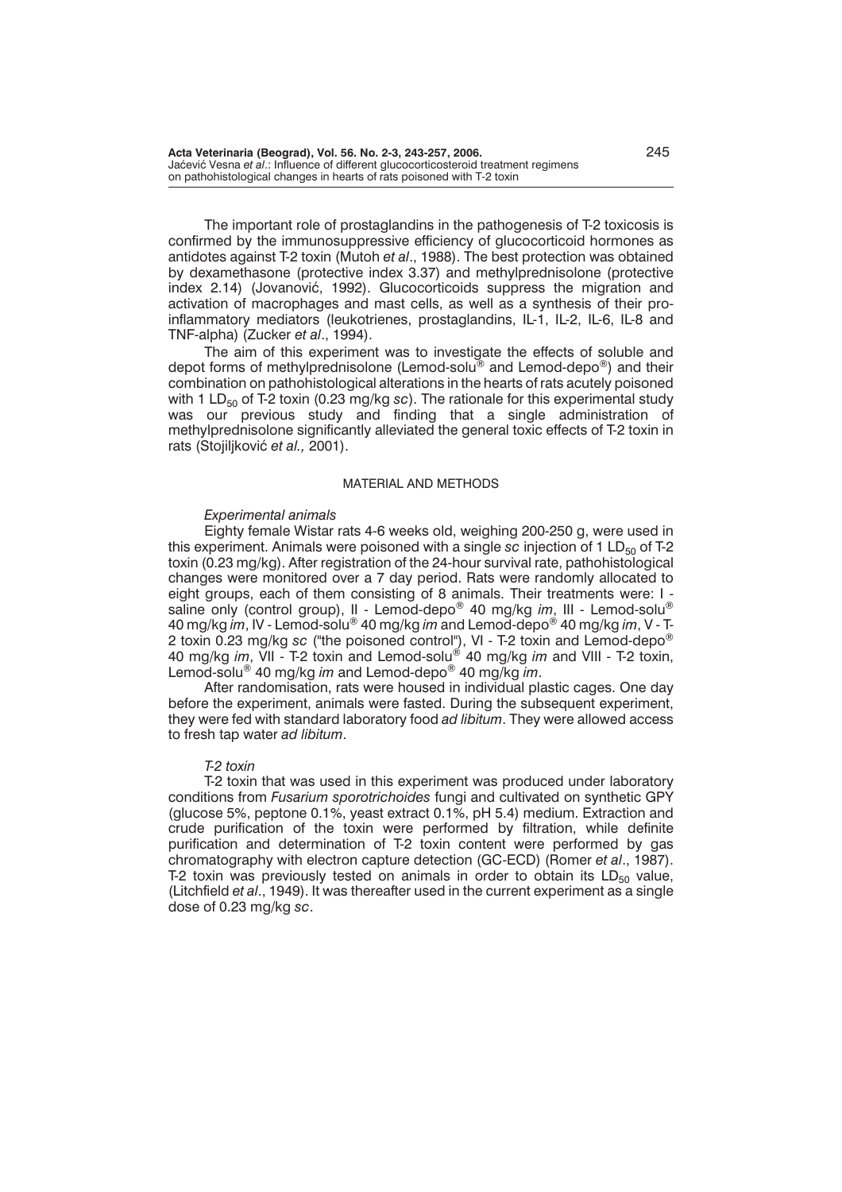The important role of prostaglandins in the pathogenesis of T-2 toxicosis is confirmed by the immunosuppressive efficiency of glucocorticoid hormones as antidotes against T-2 toxin (Mutoh *et al*., 1988). The best protection was obtained by dexamethasone (protective index 3.37) and methylprednisolone (protective index 2.14) (Jovanović, 1992). Glucocorticoids suppress the migration and activation of macrophages and mast cells, as well as a synthesis of their pro-inflammatory mediators (leukotrienes, prostaglandins, IL-1, IL-2, IL-6, IL-8 and TNF-alpha) (Zucker *et al*., 1994).

The aim of this experiment was to investigate the effects of soluble and depot forms of methylprednisolone (Lemod-solu® and Lemod-depo®) and their combination on pathohistological alterations in the hearts of rats acutely poisoned with 1 $LD_{50}$ of T-2 toxin (0.23 mg/kg *sc*). The rationale for this experimental study was our previous study and finding that a single administration of methylprednisolone significantly alleviated the general toxic effects of T-2 toxin in rats (Stojiljković *et al.,* 2001).

## MATERIAL AND METHODS

### *Experimental animals*

Eighty female Wistar rats 4-6 weeks old, weighing 200-250 g, were used in this experiment. Animals were poisoned with a single *sc* injection of 1 $LD_{50}$ of T-2 toxin (0.23 mg/kg). After registration of the 24-hour survival rate, pathohistological changes were monitored over a 7 day period. Rats were randomly allocated to eight groups, each of them consisting of 8 animals. Their treatments were: I - saline only (control group), II - Lemod-depo® 40 mg/kg *im*, III - Lemod-solu® 40 mg/kg *im*, IV - Lemod-solu® 40 mg/kg *im* and Lemod-depo® 40 mg/kg *im*, V - T-2 toxin 0.23 mg/kg *sc* ("the poisoned control"), VI - T-2 toxin and Lemod-depo® 40 mg/kg *im*, VII - T-2 toxin and Lemod-solu® 40 mg/kg *im* and VIII - T-2 toxin, Lemod-solu® 40 mg/kg *im* and Lemod-depo® 40 mg/kg *im*.

After randomisation, rats were housed in individual plastic cages. One day before the experiment, animals were fasted. During the subsequent experiment, they were fed with standard laboratory food *ad libitum*. They were allowed access to fresh tap water *ad libitum*.

### *T-2 toxin*

T-2 toxin that was used in this experiment was produced under laboratory conditions from *Fusarium sporotrichoides* fungi and cultivated on synthetic GPY (glucose 5%, peptone 0.1%, yeast extract 0.1%, pH 5.4) medium. Extraction and crude purification of the toxin were performed by filtration, while definite purification and determination of T-2 toxin content were performed by gas chromatography with electron capture detection (GC-ECD) (Romer *et al*., 1987). T-2 toxin was previously tested on animals in order to obtain its $LD_{50}$ value, (Litchfield *et al*., 1949). It was thereafter used in the current experiment as a single dose of 0.23 mg/kg *sc*.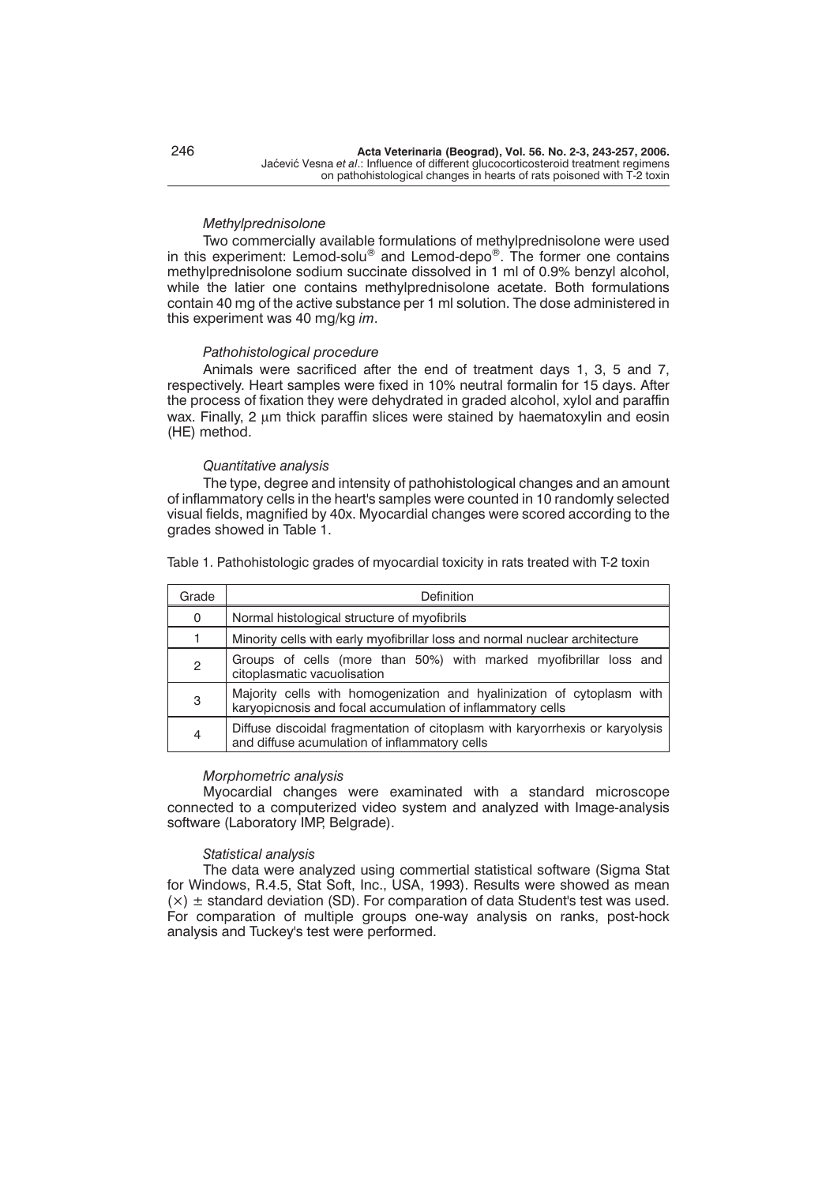*Methylprednisolone*

Two commercially available formulations of methylprednisolone were used in this experiment: Lemod-solu® and Lemod-depo®. The former one contains methylprednisolone sodium succinate dissolved in 1 ml of 0.9% benzyl alcohol, while the latier one contains methylprednisolone acetate. Both formulations contain 40 mg of the active substance per 1 ml solution. The dose administered in this experiment was 40 mg/kg *im*.

*Pathohistological procedure*

Animals were sacrificed after the end of treatment days 1, 3, 5 and 7, respectively. Heart samples were fixed in 10% neutral formalin for 15 days. After the process of fixation they were dehydrated in graded alcohol, xylol and paraffin wax. Finally, 2 μm thick paraffin slices were stained by haematoxylin and eosin (HE) method.

*Quantitative analysis*

The type, degree and intensity of pathohistological changes and an amount of inflammatory cells in the heart's samples were counted in 10 randomly selected visual fields, magnified by 40x. Myocardial changes were scored according to the grades showed in Table 1.

Table 1. Pathohistologic grades of myocardial toxicity in rats treated with T-2 toxin

| Grade | Definition |
|---|---|
| 0 | Normal histological structure of myofibrils |
| 1 | Minority cells with early myofibrillar loss and normal nuclear architecture |
| 2 | Groups of cells (more than 50%) with marked myofibrillar loss and citoplasmatic vacuolisation |
| 3 | Majority cells with homogenization and hyalinization of cytoplasm with karyopicnosis and focal accumulation of inflammatory cells |
| 4 | Diffuse discoidal fragmentation of citoplasm with karyorrhexis or karyolysis and diffuse acumulation of inflammatory cells |

*Morphometric analysis*

Myocardial changes were examinated with a standard microscope connected to a computerized video system and analyzed with Image-analysis software (Laboratory IMP, Belgrade).

*Statistical analysis*

The data were analyzed using commertial statistical software (Sigma Stat for Windows, R.4.5, Stat Soft, Inc., USA, 1993). Results were showed as mean $(\times) \pm$ standard deviation (SD). For comparation of data Student's test was used. For comparation of multiple groups one-way analysis on ranks, post-hock analysis and Tuckey's test were performed.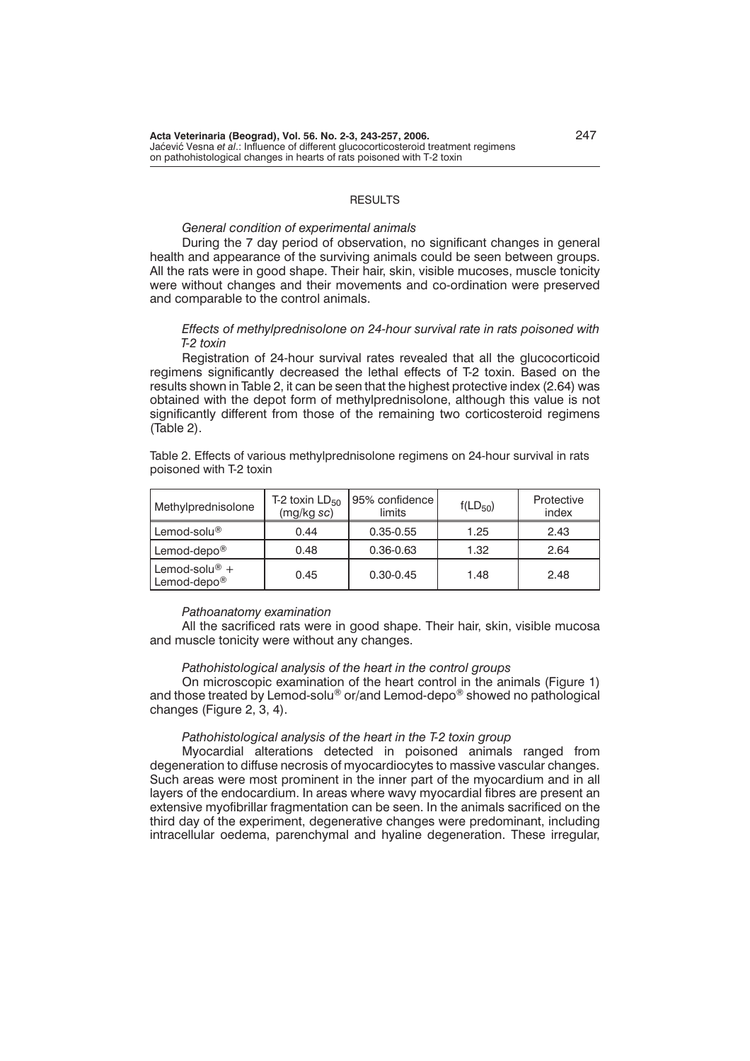## RESULTS

*General condition of experimental animals*

During the 7 day period of observation, no significant changes in general health and appearance of the surviving animals could be seen between groups. All the rats were in good shape. Their hair, skin, visible mucoses, muscle tonicity were without changes and their movements and co-ordination were preserved and comparable to the control animals.

*Effects of methylprednisolone on 24-hour survival rate in rats poisoned with T-2 toxin*

Registration of 24-hour survival rates revealed that all the glucocorticoid regimens significantly decreased the lethal effects of T-2 toxin. Based on the results shown in Table 2, it can be seen that the highest protective index (2.64) was obtained with the depot form of methylprednisolone, although this value is not significantly different from those of the remaining two corticosteroid regimens (Table 2).

Table 2. Effects of various methylprednisolone regimens on 24-hour survival in rats poisoned with T-2 toxin

| Methylprednisolone | T-2 toxin $LD_{50}$ (mg/kg *sc*) | 95% confidence limits | $f(LD_{50})$ | Protective index |
|---|---|---|---|---|
| Lemod-solu® | 0.44 | 0.35-0.55 | 1.25 | 2.43 |
| Lemod-depo® | 0.48 | 0.36-0.63 | 1.32 | 2.64 |
| Lemod-solu® + Lemod-depo® | 0.45 | 0.30-0.45 | 1.48 | 2.48 |

*Pathoanatomy examination*

All the sacrificed rats were in good shape. Their hair, skin, visible mucosa and muscle tonicity were without any changes.

*Pathohistological analysis of the heart in the control groups*

On microscopic examination of the heart control in the animals (Figure 1) and those treated by Lemod-solu® or/and Lemod-depo® showed no pathological changes (Figure 2, 3, 4).

*Pathohistological analysis of the heart in the T-2 toxin group*

Myocardial alterations detected in poisoned animals ranged from degeneration to diffuse necrosis of myocardiocytes to massive vascular changes. Such areas were most prominent in the inner part of the myocardium and in all layers of the endocardium. In areas where wavy myocardial fibres are present an extensive myofibrillar fragmentation can be seen. In the animals sacrificed on the third day of the experiment, degenerative changes were predominant, including intracellular oedema, parenchymal and hyaline degeneration. These irregular,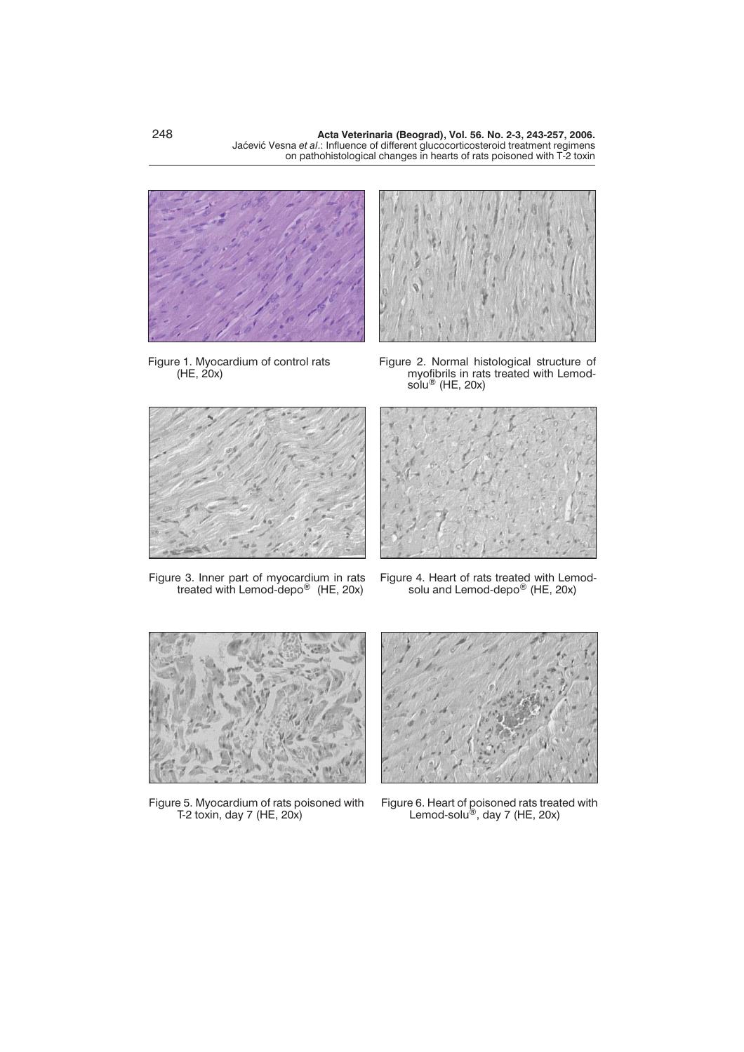Figure 1. Myocardium of control rats (HE, 20x)

Figure 2. Normal histological structure of myofibrils in rats treated with Lemod-solu® (HE, 20x)

Figure 3. Inner part of myocardium in rats treated with Lemod-depo® (HE, 20x)

Figure 4. Heart of rats treated with Lemod-solu and Lemod-depo® (HE, 20x)

Figure 5. Myocardium of rats poisoned with T-2 toxin, day 7 (HE, 20x)

Figure 6. Heart of poisoned rats treated with Lemod-solu®, day 7 (HE, 20x)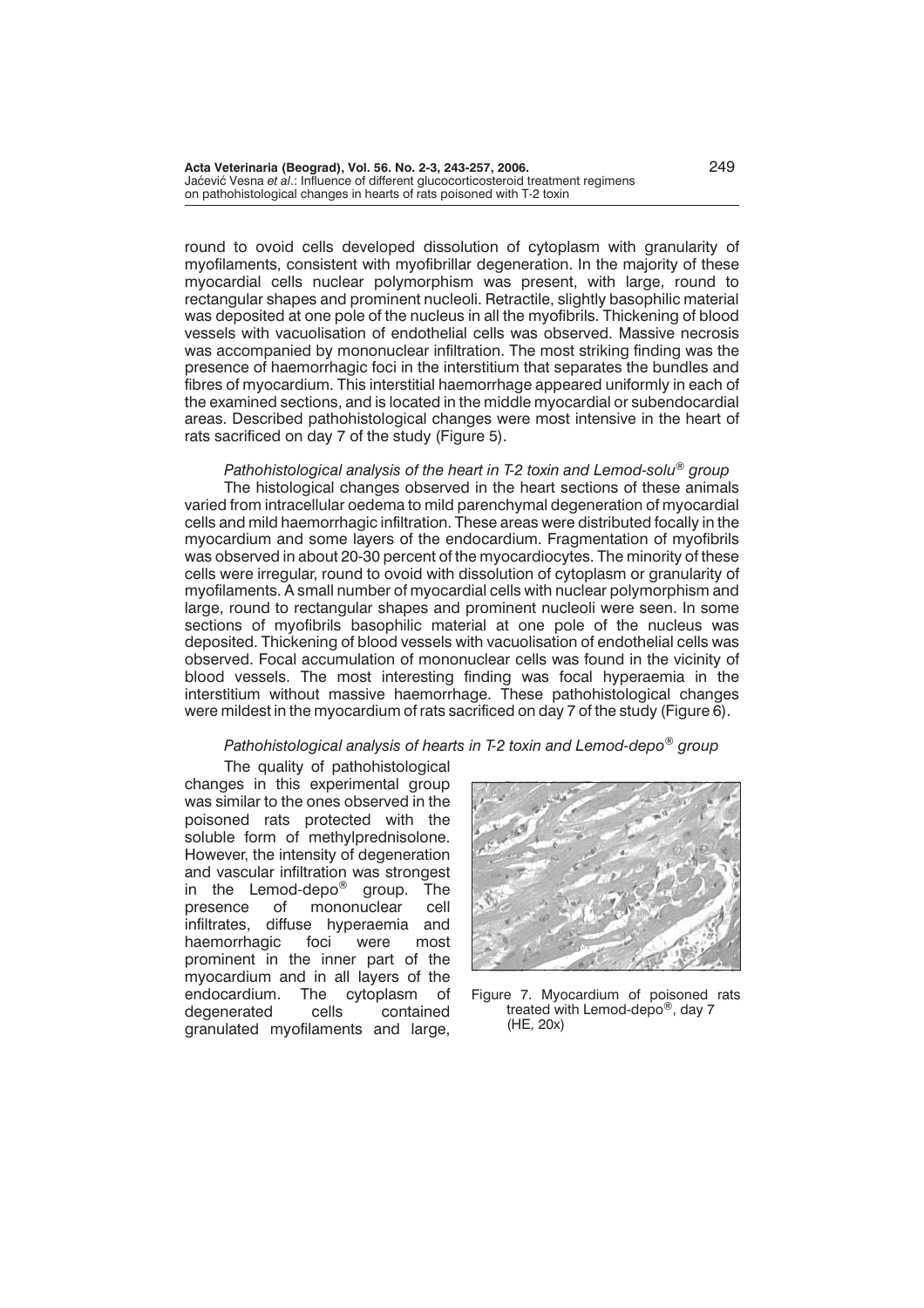round to ovoid cells developed dissolution of cytoplasm with granularity of myofilaments, consistent with myofibrillar degeneration. In the majority of these myocardial cells nuclear polymorphism was present, with large, round to rectangular shapes and prominent nucleoli. Retractile, slightly basophilic material was deposited at one pole of the nucleus in all the myofibrils. Thickening of blood vessels with vacuolisation of endothelial cells was observed. Massive necrosis was accompanied by mononuclear infiltration. The most striking finding was the presence of haemorrhagic foci in the interstitium that separates the bundles and fibres of myocardium. This interstitial haemorrhage appeared uniformly in each of the examined sections, and is located in the middle myocardial or subendocardial areas. Described pathohistological changes were most intensive in the heart of rats sacrificed on day 7 of the study (Figure 5).

*Pathohistological analysis of the heart in T-2 toxin and Lemod-solu® group*

The histological changes observed in the heart sections of these animals varied from intracellular oedema to mild parenchymal degeneration of myocardial cells and mild haemorrhagic infiltration. These areas were distributed focally in the myocardium and some layers of the endocardium. Fragmentation of myofibrils was observed in about 20-30 percent of the myocardiocytes. The minority of these cells were irregular, round to ovoid with dissolution of cytoplasm or granularity of myofilaments. A small number of myocardial cells with nuclear polymorphism and large, round to rectangular shapes and prominent nucleoli were seen. In some sections of myofibrils basophilic material at one pole of the nucleus was deposited. Thickening of blood vessels with vacuolisation of endothelial cells was observed. Focal accumulation of mononuclear cells was found in the vicinity of blood vessels. The most interesting finding was focal hyperaemia in the interstitium without massive haemorrhage. These pathohistological changes were mildest in the myocardium of rats sacrificed on day 7 of the study (Figure 6).

*Pathohistological analysis of hearts in T-2 toxin and Lemod-depo® group*

The quality of pathohistological changes in this experimental group was similar to the ones observed in the poisoned rats protected with the soluble form of methylprednisolone. However, the intensity of degeneration and vascular infiltration was strongest in the Lemod-depo® group. The presence of mononuclear cell infiltrates, diffuse hyperaemia and haemorrhagic foci were most prominent in the inner part of the myocardium and in all layers of the endocardium. The cytoplasm of degenerated cells contained granulated myofilaments and large,

Figure 7. Myocardium of poisoned rats treated with Lemod-depo®, day 7 (HE, 20x)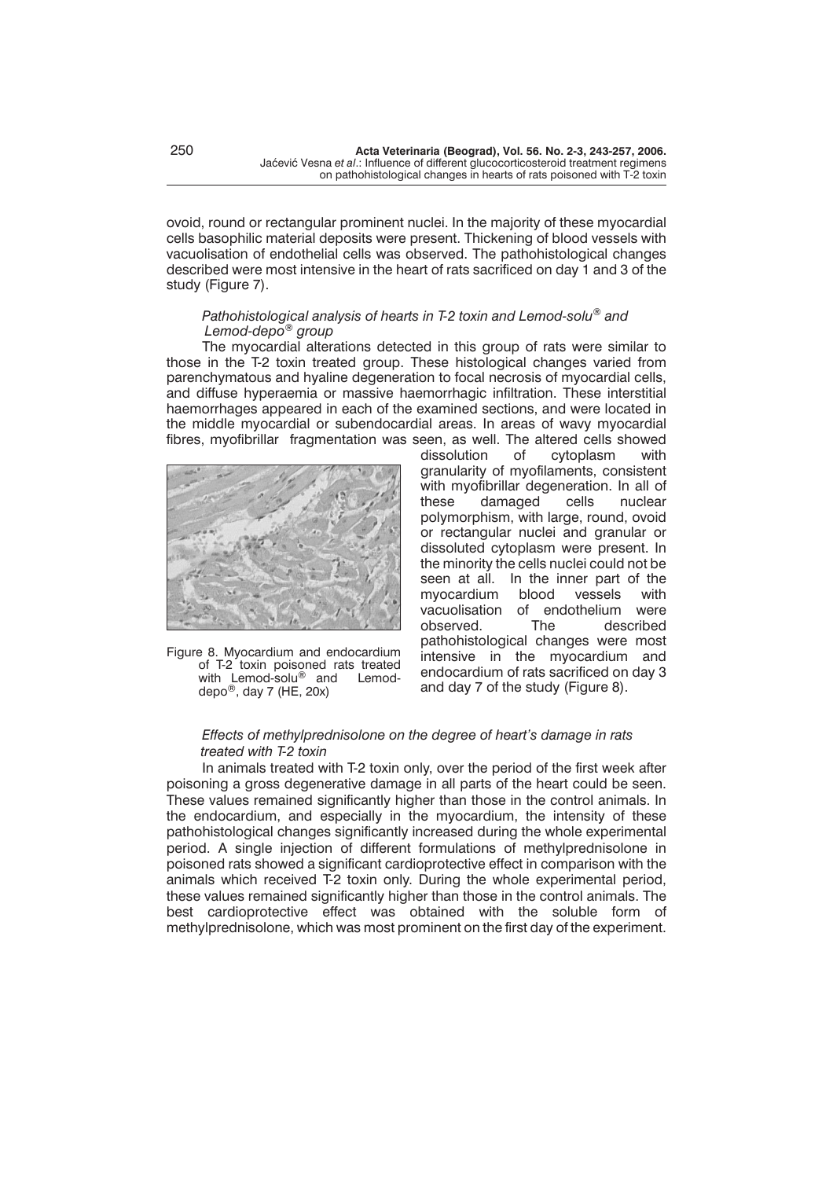ovoid, round or rectangular prominent nuclei. In the majority of these myocardial cells basophilic material deposits were present. Thickening of blood vessels with vacuolisation of endothelial cells was observed. The pathohistological changes described were most intensive in the heart of rats sacrificed on day 1 and 3 of the study (Figure 7).

*Pathohistological analysis of hearts in T-2 toxin and Lemod-solu® and Lemod-depo® group*

The myocardial alterations detected in this group of rats were similar to those in the T-2 toxin treated group. These histological changes varied from parenchymatous and hyaline degeneration to focal necrosis of myocardial cells, and diffuse hyperaemia or massive haemorrhagic infiltration. These interstitial haemorrhages appeared in each of the examined sections, and were located in the middle myocardial or subendocardial areas. In areas of wavy myocardial fibres, myofibrillar fragmentation was seen, as well. The altered cells showed dissolution of cytoplasm with granularity of myofilaments, consistent with myofibrillar degeneration. In all of these damaged cells nuclear polymorphism, with large, round, ovoid or rectangular nuclei and granular or dissoluted cytoplasm were present. In the minority the cells nuclei could not be seen at all. In the inner part of the myocardium blood vessels with vacuolisation of endothelium were observed. The described pathohistological changes were most intensive in the myocardium and endocardium of rats sacrificed on day 3 and day 7 of the study (Figure 8).

Figure 8. Myocardium and endocardium of T-2 toxin poisoned rats treated with Lemod-solu® and Lemod-depo®, day 7 (HE, 20x)

*Effects of methylprednisolone on the degree of heart's damage in rats treated with T-2 toxin*

In animals treated with T-2 toxin only, over the period of the first week after poisoning a gross degenerative damage in all parts of the heart could be seen. These values remained significantly higher than those in the control animals. In the endocardium, and especially in the myocardium, the intensity of these pathohistological changes significantly increased during the whole experimental period. A single injection of different formulations of methylprednisolone in poisoned rats showed a significant cardioprotective effect in comparison with the animals which received T-2 toxin only. During the whole experimental period, these values remained significantly higher than those in the control animals. The best cardioprotective effect was obtained with the soluble form of methylprednisolone, which was most prominent on the first day of the experiment.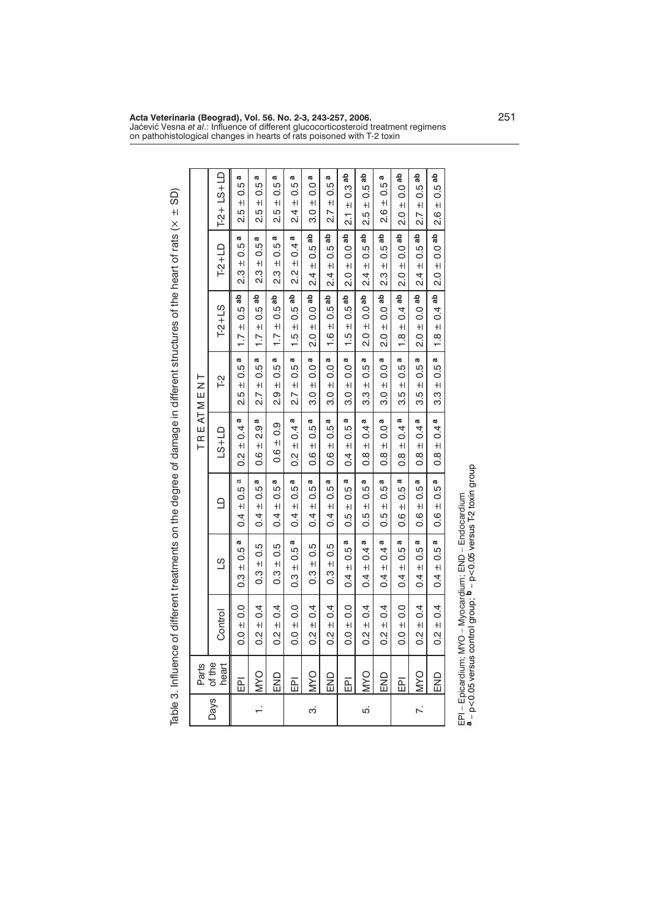Table 3. Influence of different treatments on the degree of damage in different structures of the heart of rats (x̄ ± SD)

| Days | Parts of the heart | TREATMENT | | | | | | | |
|---|---|---|---|---|---|---|---|---|---|
| | | Control | LS | LD | LS+LD | T-2 | T-2+LS | T-2+LD | T-2+ LS+LD |
| 1. | EPI | 0.0 ± 0.0 | 0.3 ± 0.5 [a] | 0.4 ± 0.5 [a] | 0.2 ± 0.4 [a] | 2.5 ± 0.5 [a] | 1.7 ± 0.5 [ab] | 2.3 ± 0.5 [a] | 2.5 ± 0.5 [a] |
| | MYO | 0.2 ± 0.4 | 0.3 ± 0.5 | 0.4 ± 0.5 [a] | 0.6 ± 2.9 [a] | 2.7 ± 0.5 [a] | 1.7 ± 0.5 [ab] | 2.3 ± 0.5 [a] | 2.5 ± 0.5 [a] |
| | END | 0.2 ± 0.4 | 0.3 ± 0.5 | 0.4 ± 0.5 [a] | 0.6 ± 0.9 | 2.9 ± 0.5 [a] | 1.7 ± 0.5 [ab] | 2.3 ± 0.5 [a] | 2.5 ± 0.5 [a] |
| 3. | EPI | 0.0 ± 0.0 | 0.3 ± 0.5 [a] | 0.4 ± 0.5 [a] | 0.2 ± 0.4 [a] | 2.7 ± 0.5 [a] | 1.5 ± 0.5 [ab] | 2.2 ± 0.4 [a] | 2.4 ± 0.5 [a] |
| | MYO | 0.2 ± 0.4 | 0.3 ± 0.5 | 0.4 ± 0.5 [a] | 0.6 ± 0.5 [a] | 3.0 ± 0.0 [a] | 2.0 ± 0.0 [ab] | 2.4 ± 0.5 [ab] | 3.0 ± 0.0 [a] |
| | END | 0.2 ± 0.4 | 0.3 ± 0.5 | 0.4 ± 0.5 [a] | 0.6 ± 0.5 [a] | 3.0 ± 0.0 [a] | 1.6 ± 0.5 [ab] | 2.4 ± 0.5 [ab] | 2.7 ± 0.5 [a] |
| 5. | EPI | 0.0 ± 0.0 | 0.4 ± 0.5 [a] | 0.5 ± 0.5 [a] | 0.4 ± 0.5 [a] | 3.0 ± 0.0 [a] | 1.5 ± 0.5 [ab] | 2.0 ± 0.0 [ab] | 2.1 ± 0.3 [ab] |
| | MYO | 0.2 ± 0.4 | 0.4 ± 0.4 [a] | 0.5 ± 0.5 [a] | 0.8 ± 0.4 [a] | 3.3 ± 0.5 [a] | 2.0 ± 0.0 [ab] | 2.4 ± 0.5 [ab] | 2.5 ± 0.5 [ab] |
| | END | 0.2 ± 0.4 | 0.4 ± 0.4 [a] | 0.5 ± 0.5 [a] | 0.8 ± 0.0 [a] | 3.0 ± 0.0 [a] | 2.0 ± 0.0 [ab] | 2.3 ± 0.5 [ab] | 2.6 ± 0.5 [a] |
| 7. | EPI | 0.0 ± 0.0 | 0.4 ± 0.5 [a] | 0.6 ± 0.5 [a] | 0.8 ± 0.4 [a] | 3.5 ± 0.5 [a] | 1.8 ± 0.4 [ab] | 2.0 ± 0.0 [ab] | 2.0 ± 0.0 [ab] |
| | MYO | 0.2 ± 0.4 | 0.4 ± 0.5 [a] | 0.6 ± 0.5 [a] | 0.8 ± 0.4 [a] | 3.5 ± 0.5 [a] | 2.0 ± 0.0 [ab] | 2.4 ± 0.5 [ab] | 2.7 ± 0.5 [ab] |
| | END | 0.2 ± 0.4 | 0.4 ± 0.5 [a] | 0.6 ± 0.5 [a] | 0.8 ± 0.4 [a] | 3.3 ± 0.5 [a] | 1.8 ± 0.4 [ab] | 2.0 ± 0.0 [ab] | 2.6 ± 0.5 [ab] |

EPI – Epicardium; MYO – Myocardium; END – Endocardium
**a** – $p<0.05$ versus control group; **b** – $p<0.05$ versus T-2 toxin group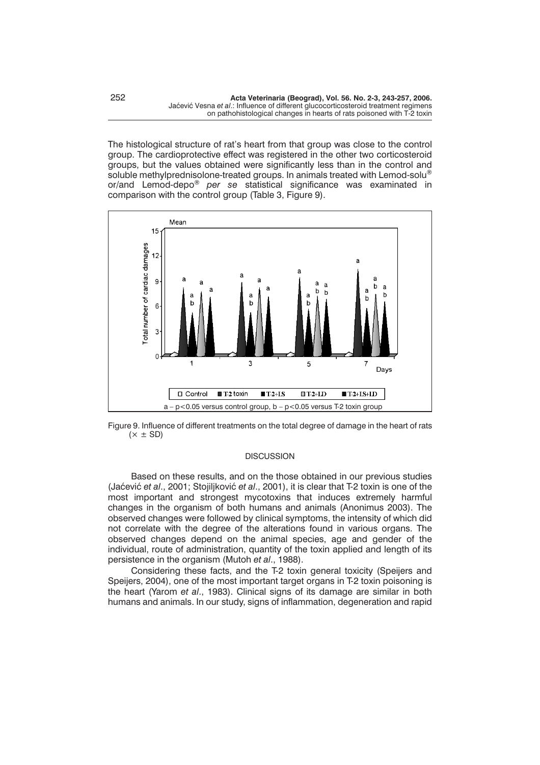The histological structure of rat's heart from that group was close to the control group. The cardioprotective effect was registered in the other two corticosteroid groups, but the values obtained were significantly less than in the control and soluble methylprednisolone-treated groups. In animals treated with Lemod-solu® or/and Lemod-depo® *per se* statistical significance was examined in comparison with the control group (Table 3, Figure 9).

Figure 9. Influence of different treatments on the total degree of damage in the heart of rats ($\times \pm$ SD)

## DISCUSSION

Based on these results, and on the those obtained in our previous studies (Jaćević *et al*., 2001; Stojiljković *et al*., 2001), it is clear that T-2 toxin is one of the most important and strongest mycotoxins that induces extremely harmful changes in the organism of both humans and animals (Anonimus 2003). The observed changes were followed by clinical symptoms, the intensity of which did not correlate with the degree of the alterations found in various organs. The observed changes depend on the animal species, age and gender of the individual, route of administration, quantity of the toxin applied and length of its persistence in the organism (Mutoh *et al*., 1988).

Considering these facts, and the T-2 toxin general toxicity (Speijers and Speijers, 2004), one of the most important target organs in T-2 toxin poisoning is the heart (Yarom *et al*., 1983). Clinical signs of its damage are similar in both humans and animals. In our study, signs of inflammation, degeneration and rapid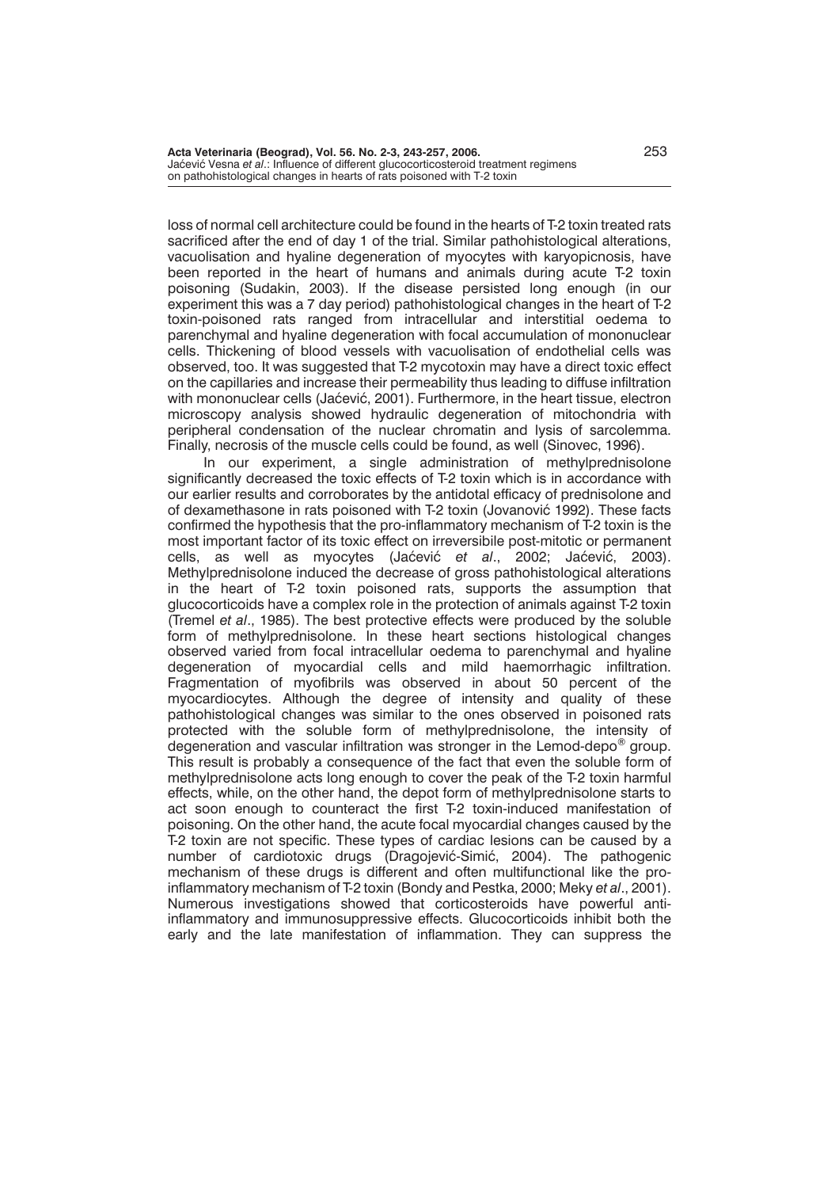loss of normal cell architecture could be found in the hearts of T-2 toxin treated rats sacrificed after the end of day 1 of the trial. Similar pathohistological alterations, vacuolisation and hyaline degeneration of myocytes with karyopicnosis, have been reported in the heart of humans and animals during acute T-2 toxin poisoning (Sudakin, 2003). If the disease persisted long enough (in our experiment this was a 7 day period) pathohistological changes in the heart of T-2 toxin-poisoned rats ranged from intracellular and interstitial oedema to parenchymal and hyaline degeneration with focal accumulation of mononuclear cells. Thickening of blood vessels with vacuolisation of endothelial cells was observed, too. It was suggested that T-2 mycotoxin may have a direct toxic effect on the capillaries and increase their permeability thus leading to diffuse infiltration with mononuclear cells (Jaćević, 2001). Furthermore, in the heart tissue, electron microscopy analysis showed hydraulic degeneration of mitochondria with peripheral condensation of the nuclear chromatin and lysis of sarcolemma. Finally, necrosis of the muscle cells could be found, as well (Sinovec, 1996).

In our experiment, a single administration of methylprednisolone significantly decreased the toxic effects of T-2 toxin which is in accordance with our earlier results and corroborates by the antidotal efficacy of prednisolone and of dexamethasone in rats poisoned with T-2 toxin (Jovanović 1992). These facts confirmed the hypothesis that the pro-inflammatory mechanism of T-2 toxin is the most important factor of its toxic effect on irreversibile post-mitotic or permanent cells, as well as myocytes (Jaćević *et al*., 2002; Jaćević, 2003). Methylprednisolone induced the decrease of gross pathohistological alterations in the heart of T-2 toxin poisoned rats, supports the assumption that glucocorticoids have a complex role in the protection of animals against T-2 toxin (Tremel *et al*., 1985). The best protective effects were produced by the soluble form of methylprednisolone. In these heart sections histological changes observed varied from focal intracellular oedema to parenchymal and hyaline degeneration of myocardial cells and mild haemorrhagic infiltration. Fragmentation of myofibrils was observed in about 50 percent of the myocardiocytes. Although the degree of intensity and quality of these pathohistological changes was similar to the ones observed in poisoned rats protected with the soluble form of methylprednisolone, the intensity of degeneration and vascular infiltration was stronger in the Lemod-depo® group. This result is probably a consequence of the fact that even the soluble form of methylprednisolone acts long enough to cover the peak of the T-2 toxin harmful effects, while, on the other hand, the depot form of methylprednisolone starts to act soon enough to counteract the first T-2 toxin-induced manifestation of poisoning. On the other hand, the acute focal myocardial changes caused by the T-2 toxin are not specific. These types of cardiac lesions can be caused by a number of cardiotoxic drugs (Dragojević-Simić, 2004). The pathogenic mechanism of these drugs is different and often multifunctional like the pro-inflammatory mechanism of T-2 toxin (Bondy and Pestka, 2000; Meky *et al*., 2001). Numerous investigations showed that corticosteroids have powerful anti-inflammatory and immunosuppressive effects. Glucocorticoids inhibit both the early and the late manifestation of inflammation. They can suppress the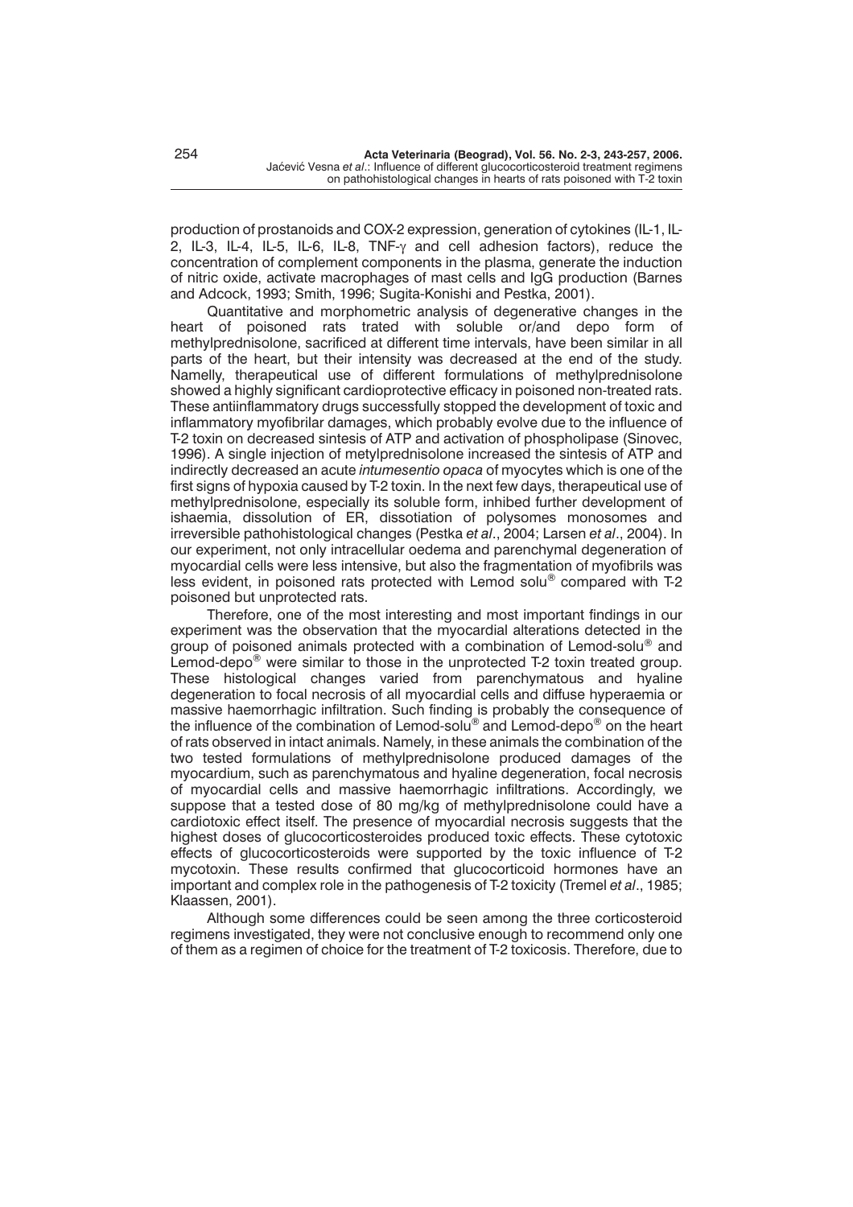production of prostanoids and COX-2 expression, generation of cytokines (IL-1, IL-2, IL-3, IL-4, IL-5, IL-6, IL-8, TNF-$\gamma$ and cell adhesion factors), reduce the concentration of complement components in the plasma, generate the induction of nitric oxide, activate macrophages of mast cells and IgG production (Barnes and Adcock, 1993; Smith, 1996; Sugita-Konishi and Pestka, 2001).

Quantitative and morphometric analysis of degenerative changes in the heart of poisoned rats trated with soluble or/and depo form of methylprednisolone, sacrificed at different time intervals, have been similar in all parts of the heart, but their intensity was decreased at the end of the study. Namelly, therapeutical use of different formulations of methylprednisolone showed a highly significant cardioprotective efficacy in poisoned non-treated rats. These antiinflammatory drugs successfully stopped the development of toxic and inflammatory myofibrilar damages, which probably evolve due to the influence of T-2 toxin on decreased sintesis of ATP and activation of phospholipase (Sinovec, 1996). A single injection of metylprednisolone increased the sintesis of ATP and indirectly decreased an acute *intumesentio opaca* of myocytes which is one of the first signs of hypoxia caused by T-2 toxin. In the next few days, therapeutical use of methylprednisolone, especially its soluble form, inhibed further development of ishaemia, dissolution of ER, dissotiation of polysomes monosomes and irreversible pathohistological changes (Pestka *et al*., 2004; Larsen *et al*., 2004). In our experiment, not only intracellular oedema and parenchymal degeneration of myocardial cells were less intensive, but also the fragmentation of myofibrils was less evident, in poisoned rats protected with Lemod solu® compared with T-2 poisoned but unprotected rats.

Therefore, one of the most interesting and most important findings in our experiment was the observation that the myocardial alterations detected in the group of poisoned animals protected with a combination of Lemod-solu® and Lemod-depo® were similar to those in the unprotected T-2 toxin treated group. These histological changes varied from parenchymatous and hyaline degeneration to focal necrosis of all myocardial cells and diffuse hyperaemia or massive haemorrhagic infiltration. Such finding is probably the consequence of the influence of the combination of Lemod-solu® and Lemod-depo® on the heart of rats observed in intact animals. Namely, in these animals the combination of the two tested formulations of methylprednisolone produced damages of the myocardium, such as parenchymatous and hyaline degeneration, focal necrosis of myocardial cells and massive haemorrhagic infiltrations. Accordingly, we suppose that a tested dose of 80 mg/kg of methylprednisolone could have a cardiotoxic effect itself. The presence of myocardial necrosis suggests that the highest doses of glucocorticosteroides produced toxic effects. These cytotoxic effects of glucocorticosteroids were supported by the toxic influence of T-2 mycotoxin. These results confirmed that glucocorticoid hormones have an important and complex role in the pathogenesis of T-2 toxicity (Tremel *et al*., 1985; Klaassen, 2001).

Although some differences could be seen among the three corticosteroid regimens investigated, they were not conclusive enough to recommend only one of them as a regimen of choice for the treatment of T-2 toxicosis. Therefore, due to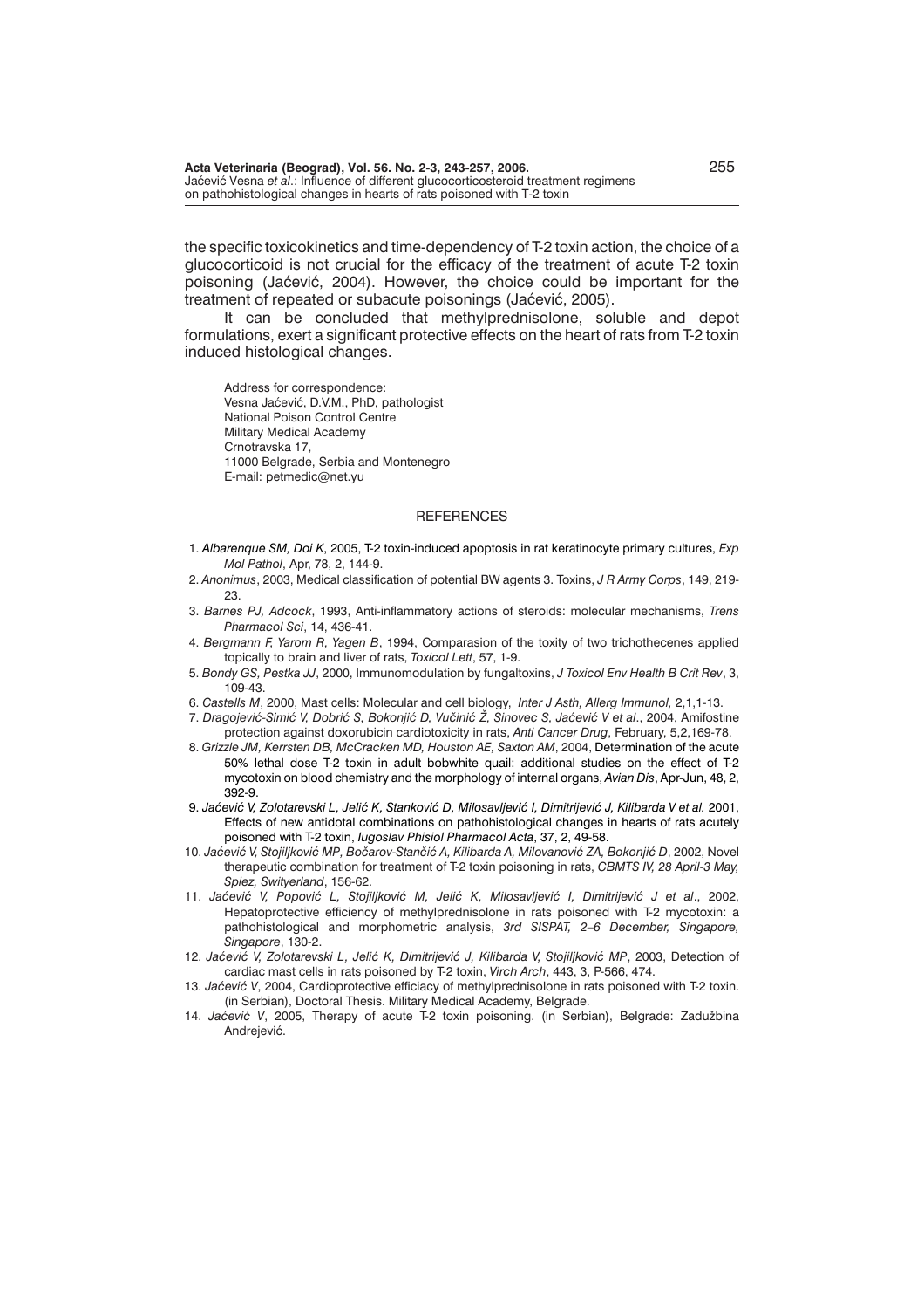the specific toxicokinetics and time-dependency of T-2 toxin action, the choice of a glucocorticoid is not crucial for the efficacy of the treatment of acute T-2 toxin poisoning (Jaćević, 2004). However, the choice could be important for the treatment of repeated or subacute poisonings (Jaćević, 2005).

It can be concluded that methylprednisolone, soluble and depot formulations, exert a significant protective effects on the heart of rats from T-2 toxin induced histological changes.

Address for correspondence:  
Vesna Jaćević, D.V.M., PhD, pathologist  
National Poison Control Centre  
Military Medical Academy  
Crnotravska 17,  
11000 Belgrade, Serbia and Montenegro  
E-mail: petmedic@net.yu

## REFERENCES

1. *Albarenque SM, Doi K*, 2005, T-2 toxin-induced apoptosis in rat keratinocyte primary cultures, *Exp Mol Pathol*, Apr, 78, 2, 144-9.
2. *Anonimus*, 2003, Medical classification of potential BW agents 3. Toxins, *J R Army Corps*, 149, 219-23.
3. *Barnes PJ, Adcock*, 1993, Anti-inflammatory actions of steroids: molecular mechanisms, *Trens Pharmacol Sci*, 14, 436-41.
4. *Bergmann F, Yarom R, Yagen B*, 1994, Comparasion of the toxity of two trichothecenes applied topically to brain and liver of rats, *Toxicol Lett*, 57, 1-9.
5. *Bondy GS, Pestka JJ*, 2000, Immunomodulation by fungaltoxins, *J Toxicol Env Health B Crit Rev*, 3, 109-43.
6. *Castells M*, 2000, Mast cells: Molecular and cell biology, *Inter J Asth, Allerg Immunol,* 2,1,1-13.
7. *Dragojević-Simić V, Dobrić S, Bokonjić D, Vučinić Ž, Sinovec S, Jaćević V et al*., 2004, Amifostine protection against doxorubicin cardiotoxicity in rats, *Anti Cancer Drug*, February, 5,2,169-78.
8. *Grizzle JM, Kerrsten DB, McCracken MD, Houston AE, Saxton AM*, 2004, Determination of the acute 50% lethal dose T-2 toxin in adult bobwhite quail: additional studies on the effect of T-2 mycotoxin on blood chemistry and the morphology of internal organs, *Avian Dis*, Apr-Jun, 48, 2, 392-9.
9. *Jaćević V, Zolotarevski L, Jelić K, Stanković D, Milosavljević I, Dimitrijević J, Kilibarda V et al.* 2001, Effects of new antidotal combinations on pathohistological changes in hearts of rats acutely poisoned with T-2 toxin, *Iugoslav Phisiol Pharmacol Acta*, 37, 2, 49-58.
10. *Jaćević V, Stojiljković MP, Bočarov-Stančić A, Kilibarda A, Milovanović ZA, Bokonjić D*, 2002, Novel therapeutic combination for treatment of T-2 toxin poisoning in rats, *CBMTS IV, 28 April-3 May, Spiez, Swityerland*, 156-62.
11. *Jaćević V, Popović L, Stojiljković M, Jelić K, Milosavljević I, Dimitrijević J et al*., 2002, Hepatoprotective efficiency of methylprednisolone in rats poisoned with T-2 mycotoxin: a pathohistological and morphometric analysis, *3rd SISPAT, 2–6 December, Singapore, Singapore*, 130-2.
12. *Jaćević V, Zolotarevski L, Jelić K, Dimitrijević J, Kilibarda V, Stojiljković MP*, 2003, Detection of cardiac mast cells in rats poisoned by T-2 toxin, *Virch Arch*, 443, 3, P-566, 474.
13. *Jaćević V*, 2004, Cardioprotective efficiacy of methylprednisolone in rats poisoned with T-2 toxin. (in Serbian), Doctoral Thesis. Military Medical Academy, Belgrade.
14. *Jaćević V*, 2005, Therapy of acute T-2 toxin poisoning. (in Serbian), Belgrade: Zadužbina Andrejević.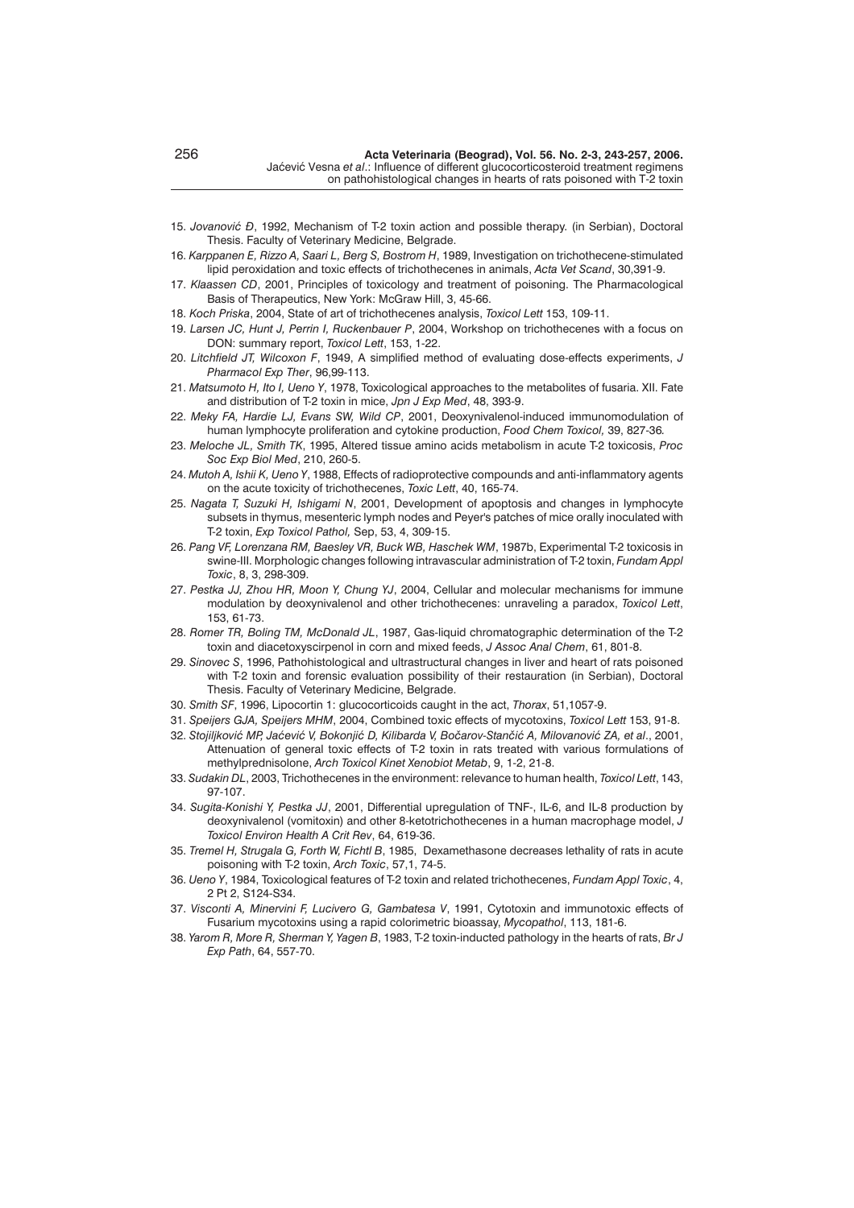15. *Jovanović Đ*, 1992, Mechanism of T-2 toxin action and possible therapy. (in Serbian), Doctoral Thesis. Faculty of Veterinary Medicine, Belgrade.
16. *Karppanen E, Rizzo A, Saari L, Berg S, Bostrom H*, 1989, Investigation on trichothecene-stimulated lipid peroxidation and toxic effects of trichothecenes in animals, *Acta Vet Scand*, 30,391-9.
17. *Klaassen CD*, 2001, Principles of toxicology and treatment of poisoning. The Pharmacological Basis of Therapeutics, New York: McGraw Hill, 3, 45-66.
18. *Koch Priska*, 2004, State of art of trichothecenes analysis, *Toxicol Lett* 153, 109-11.
19. *Larsen JC, Hunt J, Perrin I, Ruckenbauer P*, 2004, Workshop on trichothecenes with a focus on DON: summary report, *Toxicol Lett*, 153, 1-22.
20. *Litchfield JT, Wilcoxon F*, 1949, A simplified method of evaluating dose-effects experiments, *J Pharmacol Exp Ther*, 96,99-113.
21. *Matsumoto H, Ito I, Ueno Y*, 1978, Toxicological approaches to the metabolites of fusaria. XII. Fate and distribution of T-2 toxin in mice, *Jpn J Exp Med*, 48, 393-9.
22. *Meky FA, Hardie LJ, Evans SW, Wild CP*, 2001, Deoxynivalenol-induced immunomodulation of human lymphocyte proliferation and cytokine production, *Food Chem Toxicol,* 39, 827-36*.*
23. *Meloche JL, Smith TK*, 1995, Altered tissue amino acids metabolism in acute T-2 toxicosis, *Proc Soc Exp Biol Med*, 210, 260-5.
24. *Mutoh A, Ishii K, Ueno Y*, 1988, Effects of radioprotective compounds and anti-inflammatory agents on the acute toxicity of trichothecenes, *Toxic Lett*, 40, 165-74.
25. *Nagata T, Suzuki H, Ishigami N*, 2001, Development of apoptosis and changes in lymphocyte subsets in thymus, mesenteric lymph nodes and Peyer's patches of mice orally inoculated with T-2 toxin, *Exp Toxicol Pathol,* Sep, 53, 4, 309-15.
26. *Pang VF, Lorenzana RM, Baesley VR, Buck WB, Haschek WM*, 1987b, Experimental T-2 toxicosis in swine-III. Morphologic changes following intravascular administration of T-2 toxin, *Fundam Appl Toxic*, 8, 3, 298-309.
27. *Pestka JJ, Zhou HR, Moon Y, Chung YJ*, 2004, Cellular and molecular mechanisms for immune modulation by deoxynivalenol and other trichothecenes: unraveling a paradox, *Toxicol Lett*, 153, 61-73.
28. *Romer TR, Boling TM, McDonald JL*, 1987, Gas-liquid chromatographic determination of the T-2 toxin and diacetoxyscirpenol in corn and mixed feeds, *J Assoc Anal Chem*, 61, 801-8.
29. *Sinovec S*, 1996, Pathohistological and ultrastructural changes in liver and heart of rats poisoned with T-2 toxin and forensic evaluation possibility of their restauration (in Serbian), Doctoral Thesis. Faculty of Veterinary Medicine, Belgrade.
30. *Smith SF*, 1996, Lipocortin 1: glucocorticoids caught in the act, *Thorax*, 51,1057-9.
31. *Speijers GJA, Speijers MHM*, 2004, Combined toxic effects of mycotoxins, *Toxicol Lett* 153, 91-8.
32. *Stojiljković MP, Jaćević V, Bokonjić D, Kilibarda V, Bočarov-Stančić A, Milovanović ZA, et al*., 2001, Attenuation of general toxic effects of T-2 toxin in rats treated with various formulations of methylprednisolone, *Arch Toxicol Kinet Xenobiot Metab*, 9, 1-2, 21-8.
33. *Sudakin DL*, 2003, Trichothecenes in the environment: relevance to human health, *Toxicol Lett*, 143, 97-107.
34. *Sugita-Konishi Y, Pestka JJ*, 2001, Differential upregulation of TNF-, IL-6, and IL-8 production by deoxynivalenol (vomitoxin) and other 8-ketotrichothecenes in a human macrophage model, *J Toxicol Environ Health A Crit Rev*, 64, 619-36.
35. *Tremel H, Strugala G, Forth W, Fichtl B*, 1985, Dexamethasone decreases lethality of rats in acute poisoning with T-2 toxin, *Arch Toxic*, 57,1, 74-5.
36. *Ueno Y*, 1984, Toxicological features of T-2 toxin and related trichothecenes, *Fundam Appl Toxic*, 4, 2 Pt 2, S124-S34.
37. *Visconti A, Minervini F, Lucivero G, Gambatesa V*, 1991, Cytotoxin and immunotoxic effects of Fusarium mycotoxins using a rapid colorimetric bioassay, *Mycopathol*, 113, 181-6.
38. *Yarom R, More R, Sherman Y, Yagen B*, 1983, T-2 toxin-inducted pathology in the hearts of rats, *Br J Exp Path*, 64, 557-70.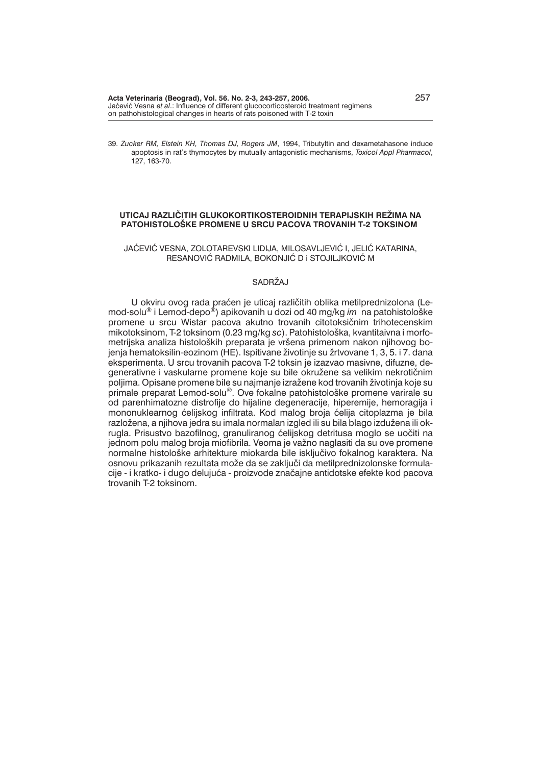39. *Zucker RM, Elstein KH, Thomas DJ, Rogers JM*, 1994, Tributyltin and dexametahasone induce apoptosis in rat's thymocytes by mutually antagonistic mechanisms, *Toxicol Appl Pharmacol*, 127, 163-70.

## UTICAJ RAZLIČITIH GLUKOKORTIKOSTEROIDNIH TERAPIJSKIH REŽIMA NA PATOHISTOLOŠKE PROMENE U SRCU PACOVA TROVANIH T-2 TOKSINOM

JAĆEVIĆ VESNA, ZOLOTAREVSKI LIDIJA, MILOSAVLJEVIĆ I, JELIĆ KATARINA, RESANOVIĆ RADMILA, BOKONJIĆ D i STOJILJKOVIĆ M

### SADRŽAJ

U okviru ovog rada praćen je uticaj različitih oblika metilprednizolona (Lemod-solu® i Lemod-depo®) apikovanih u dozi od 40 mg/kg *im* na patohistološke promene u srcu Wistar pacova akutno trovanih citotoksičnim trihotecenskim mikotoksinom, T-2 toksinom (0.23 mg/kg *sc*). Patohistološka, kvantitaivna i morfometrijska analiza histoloških preparata je vršena primenom nakon njihovog bojenja hematoksilin-eozinom (HE). Ispitivane životinje su žrtvovane 1, 3, 5. i 7. dana eksperimenta. U srcu trovanih pacova T-2 toksin je izazvao masivne, difuzne, degenerativne i vaskularne promene koje su bile okružene sa velikim nekrotičnim poljima. Opisane promene bile su najmanje izražene kod trovanih životinja koje su primale preparat Lemod-solu®. Ove fokalne patohistološke promene varirale su od parenhimatozne distrofije do hijaline degeneracije, hiperemije, hemoragija i mononuklearnog ćelijskog infiltrata. Kod malog broja ćelija citoplazma je bila razložena, a njihova jedra su imala normalan izgled ili su bila blago izdužena ili okrugla. Prisustvo bazofilnog, granuliranog ćelijskog detritusa moglo se uočiti na jednom polu malog broja miofibrila. Veoma je važno naglasiti da su ove promene normalne histološke arhitekture miokarda bile isključivo fokalnog karaktera. Na osnovu prikazanih rezultata može da se zaključi da metilprednizolonske formulacije - i kratko- i dugo delujuća - proizvode značajne antidotske efekte kod pacova trovanih T-2 toksinom.